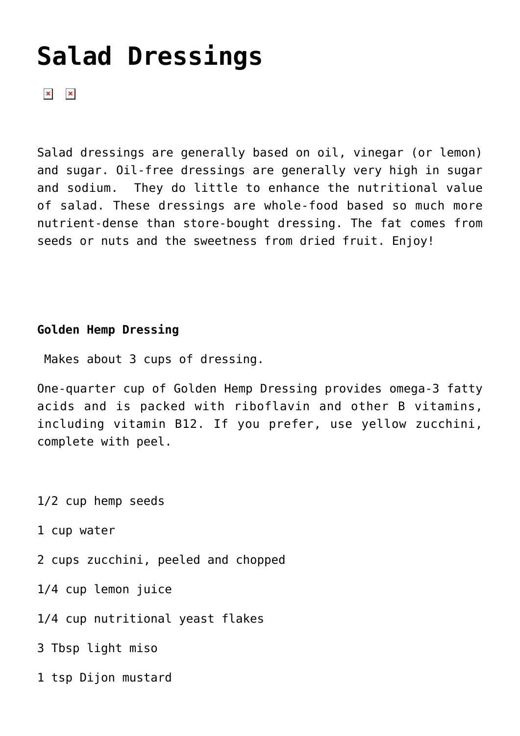# Salad Dressings

Salad dressings are generally based on oil, vinegar (or lemon) and sugar. Oil-free dressings are generally very high in sugar and sodium.  They do little to enhance the nutritional value of salad. These dressings are whole-food based so much more nutrient-dense than store-bought dressing. The fat comes from seeds or nuts and the sweetness from dried fruit. Enjoy!

**Golden Hemp Dressing**

Makes about 3 cups of dressing.

One-quarter cup of Golden Hemp Dressing provides omega-3 fatty acids and is packed with riboflavin and other B vitamins, including vitamin B12. If you prefer, use yellow zucchini, complete with peel.

1/2 cup hemp seeds

1 cup water

2 cups zucchini, peeled and chopped

1/4 cup lemon juice

1/4 cup nutritional yeast flakes

3 Tbsp light miso

1 tsp Dijon mustard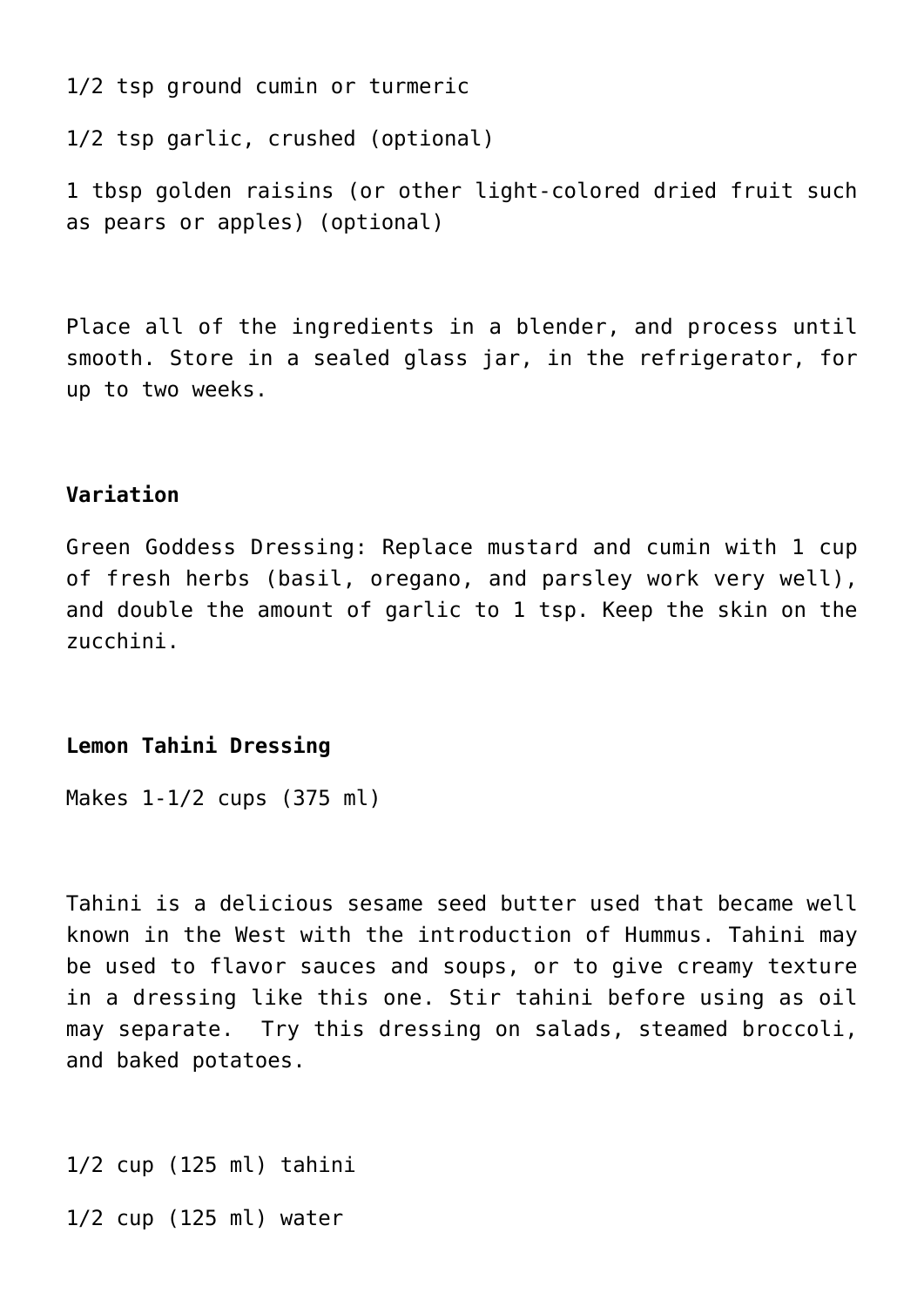1/2 tsp ground cumin or turmeric

1/2 tsp garlic, crushed (optional)

1 tbsp golden raisins (or other light-colored dried fruit such as pears or apples) (optional)

Place all of the ingredients in a blender, and process until smooth. Store in a sealed glass jar, in the refrigerator, for up to two weeks.

**Variation**

Green Goddess Dressing: Replace mustard and cumin with 1 cup of fresh herbs (basil, oregano, and parsley work very well), and double the amount of garlic to 1 tsp. Keep the skin on the zucchini.

**Lemon Tahini Dressing**

Makes 1-1/2 cups (375 ml)

Tahini is a delicious sesame seed butter used that became well known in the West with the introduction of Hummus. Tahini may be used to flavor sauces and soups, or to give creamy texture in a dressing like this one. Stir tahini before using as oil may separate. Try this dressing on salads, steamed broccoli, and baked potatoes.

1/2 cup (125 ml) tahini

1/2 cup (125 ml) water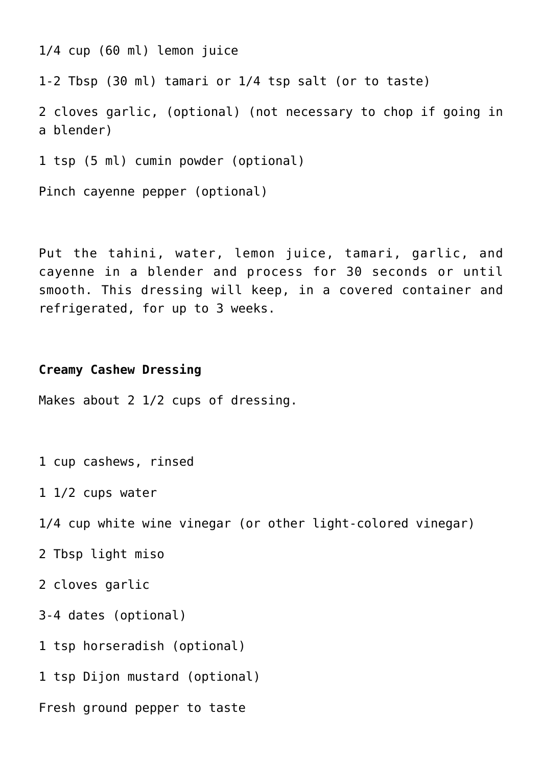1/4 cup (60 ml) lemon juice

1-2 Tbsp (30 ml) tamari or 1/4 tsp salt (or to taste)

2 cloves garlic, (optional) (not necessary to chop if going in a blender)

1 tsp (5 ml) cumin powder (optional)

Pinch cayenne pepper (optional)

Put the tahini, water, lemon juice, tamari, garlic, and cayenne in a blender and process for 30 seconds or until smooth. This dressing will keep, in a covered container and refrigerated, for up to 3 weeks.

**Creamy Cashew Dressing**

Makes about 2 1/2 cups of dressing.

1 cup cashews, rinsed

1 1/2 cups water

1/4 cup white wine vinegar (or other light-colored vinegar)

2 Tbsp light miso

2 cloves garlic

3-4 dates (optional)

1 tsp horseradish (optional)

1 tsp Dijon mustard (optional)

Fresh ground pepper to taste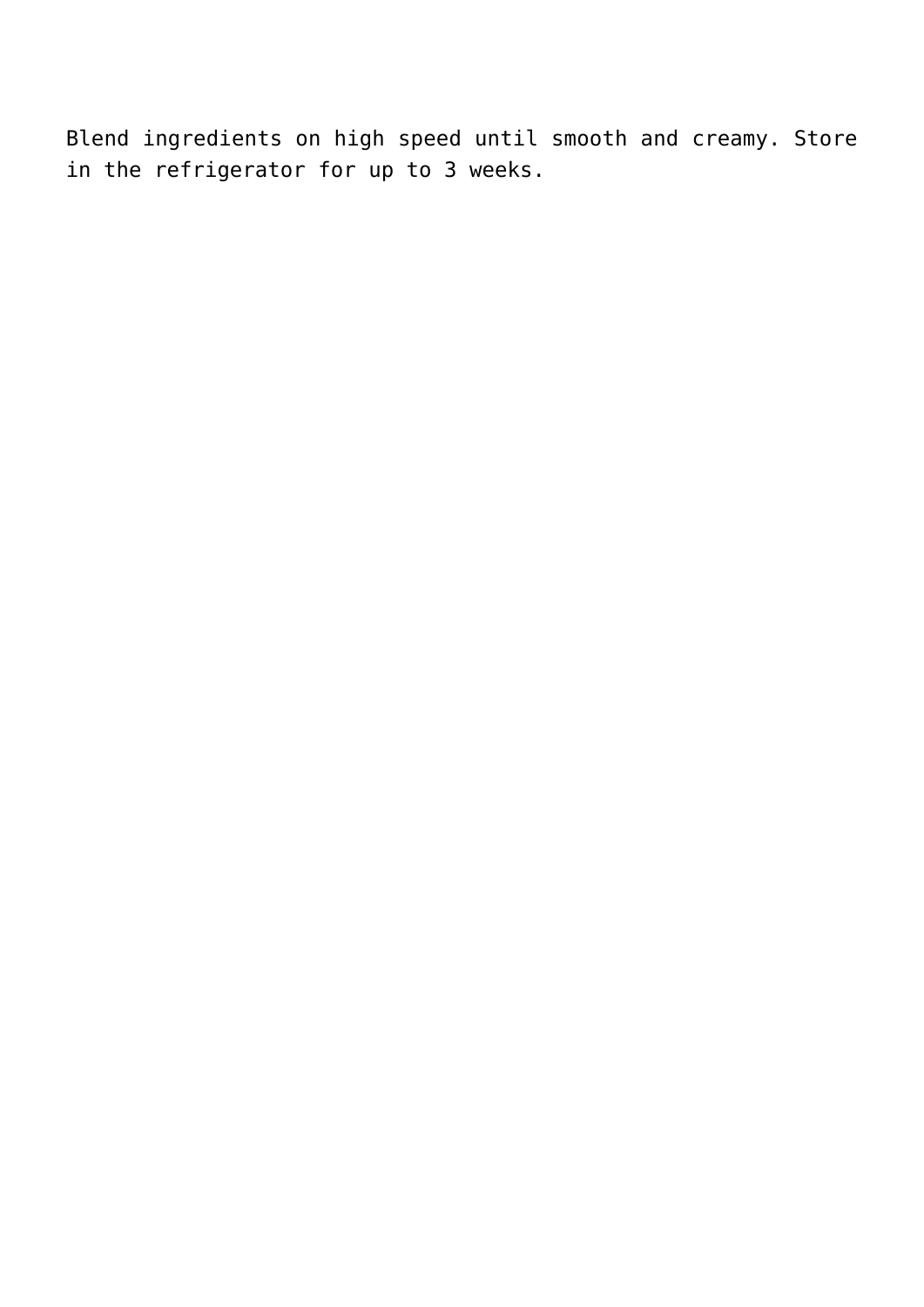Blend ingredients on high speed until smooth and creamy. Store in the refrigerator for up to 3 weeks.